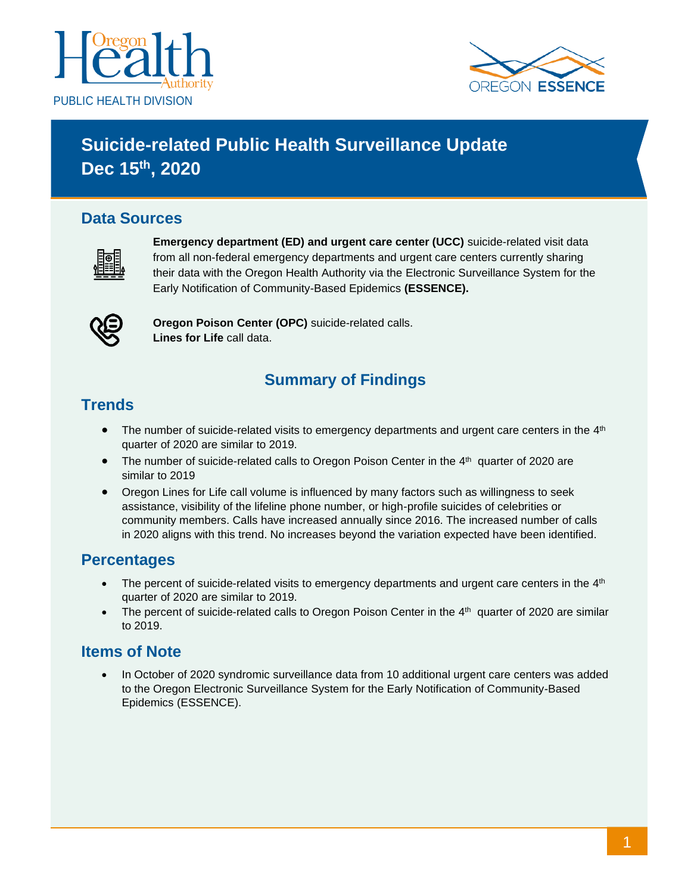PUBLIC HEALTH DIVISION

# Suicide-related Public Health Surveillance Update Dec 15th, 2020

## Data Sources

**Emergency department (ED) and urgent care center (UCC)** suicide-related visit data from all non-federal emergency departments and urgent care centers currently sharing their data with the Oregon Health Authority via the Electronic Surveillance System for the Early Notification of Community-Based Epidemics **(ESSENCE).**

**Oregon Poison Center (OPC)** suicide-related calls.
**Lines for Life** call data.

## Summary of Findings

### Trends

- The number of suicide-related visits to emergency departments and urgent care centers in the 4th quarter of 2020 are similar to 2019.
- The number of suicide-related calls to Oregon Poison Center in the 4th quarter of 2020 are similar to 2019
- Oregon Lines for Life call volume is influenced by many factors such as willingness to seek assistance, visibility of the lifeline phone number, or high-profile suicides of celebrities or community members. Calls have increased annually since 2016. The increased number of calls in 2020 aligns with this trend. No increases beyond the variation expected have been identified.

### Percentages

- The percent of suicide-related visits to emergency departments and urgent care centers in the 4th quarter of 2020 are similar to 2019.
- The percent of suicide-related calls to Oregon Poison Center in the 4th quarter of 2020 are similar to 2019.

### Items of Note

- In October of 2020 syndromic surveillance data from 10 additional urgent care centers was added to the Oregon Electronic Surveillance System for the Early Notification of Community-Based Epidemics (ESSENCE).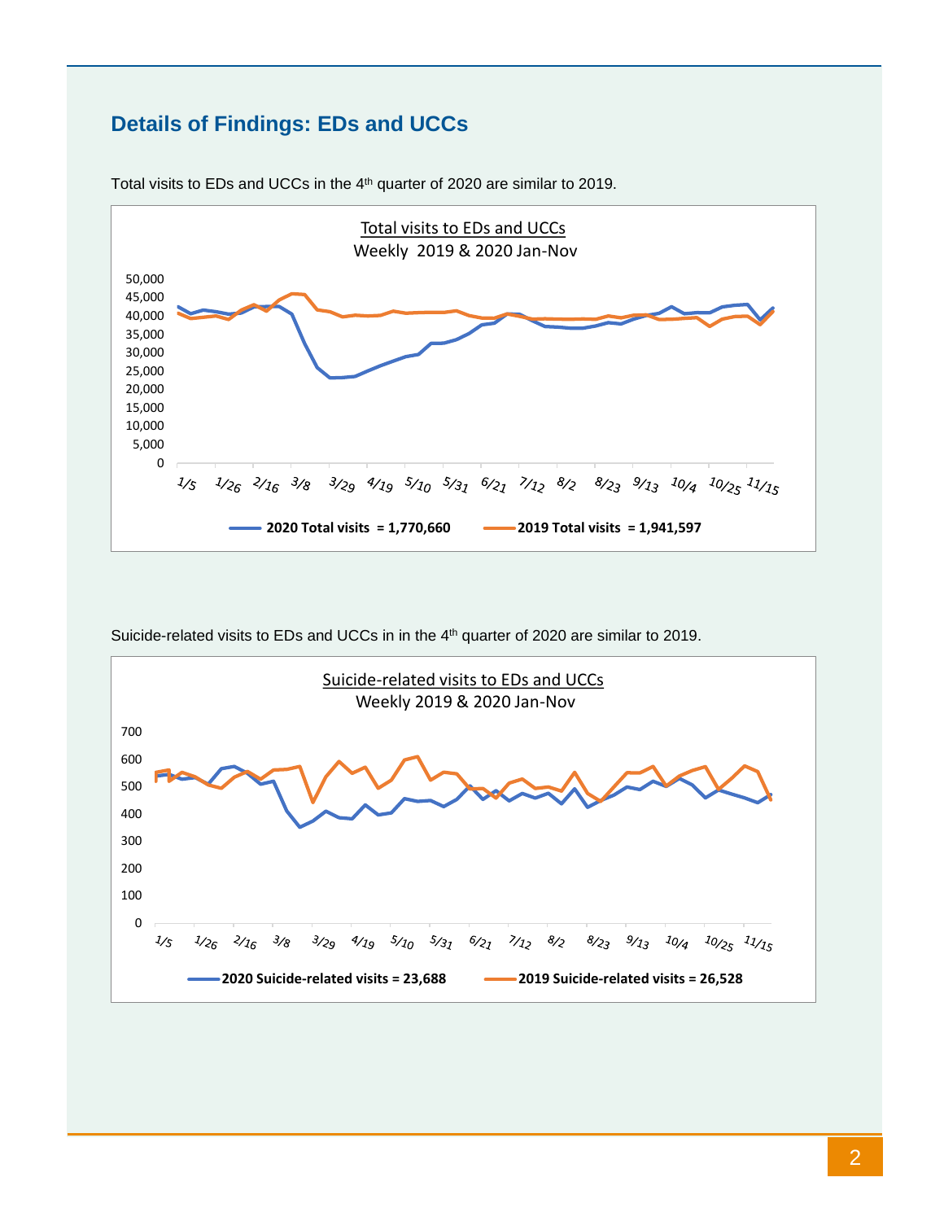## Details of Findings: EDs and UCCs

Total visits to EDs and UCCs in the 4th quarter of 2020 are similar to 2019.

Total visits to EDs and UCCs
Weekly 2019 & 2020 Jan-Nov

2020 Total visits = 1,770,660 | 2019 Total visits = 1,941,597

Suicide-related visits to EDs and UCCs in in the 4th quarter of 2020 are similar to 2019.

Suicide-related visits to EDs and UCCs
Weekly 2019 & 2020 Jan-Nov

2020 Suicide-related visits = 23,688 | 2019 Suicide-related visits = 26,528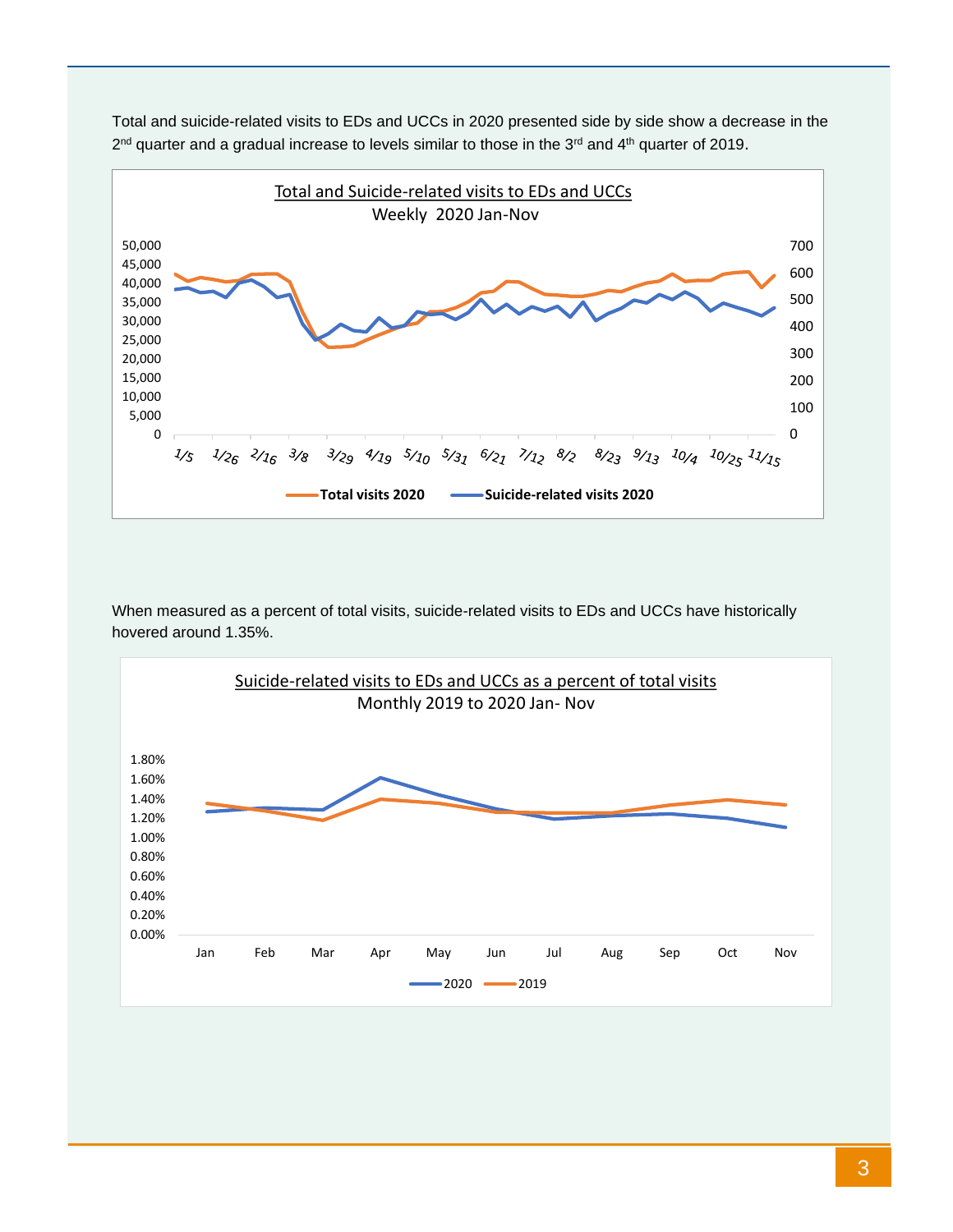Total and suicide-related visits to EDs and UCCs in 2020 presented side by side show a decrease in the 2nd quarter and a gradual increase to levels similar to those in the 3rd and 4th quarter of 2019.

Total and Suicide-related visits to EDs and UCCs
Weekly 2020 Jan-Nov

When measured as a percent of total visits, suicide-related visits to EDs and UCCs have historically hovered around 1.35%.

Suicide-related visits to EDs and UCCs as a percent of total visits
Monthly 2019 to 2020 Jan- Nov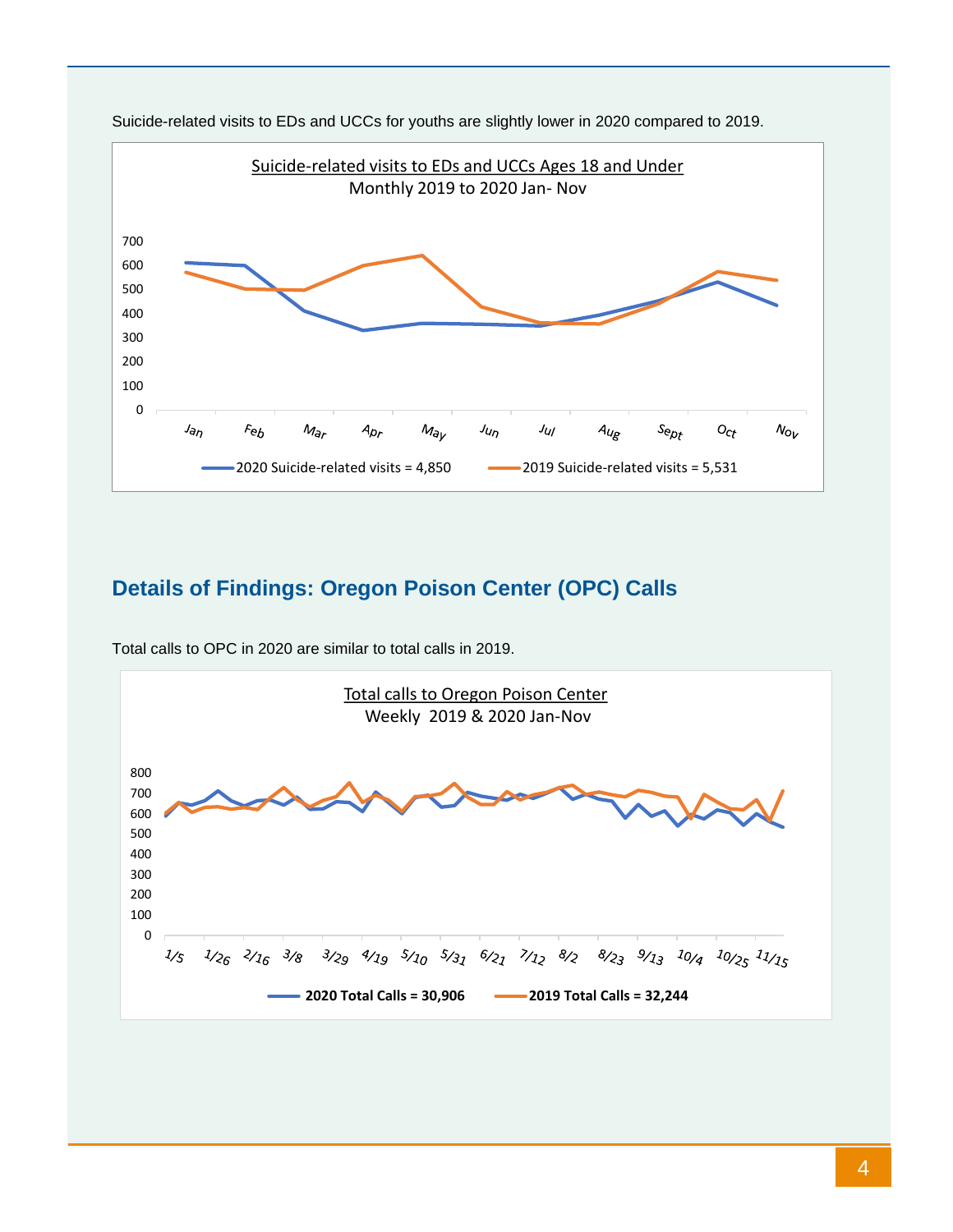Suicide-related visits to EDs and UCCs for youths are slightly lower in 2020 compared to 2019.

Suicide-related visits to EDs and UCCs Ages 18 and Under
Monthly 2019 to 2020 Jan- Nov

2020 Suicide-related visits = 4,850

2019 Suicide-related visits = 5,531

## Details of Findings: Oregon Poison Center (OPC) Calls

Total calls to OPC in 2020 are similar to total calls in 2019.

Total calls to Oregon Poison Center
Weekly 2019 & 2020 Jan-Nov

**2020 Total Calls = 30,906**

**2019 Total Calls = 32,244**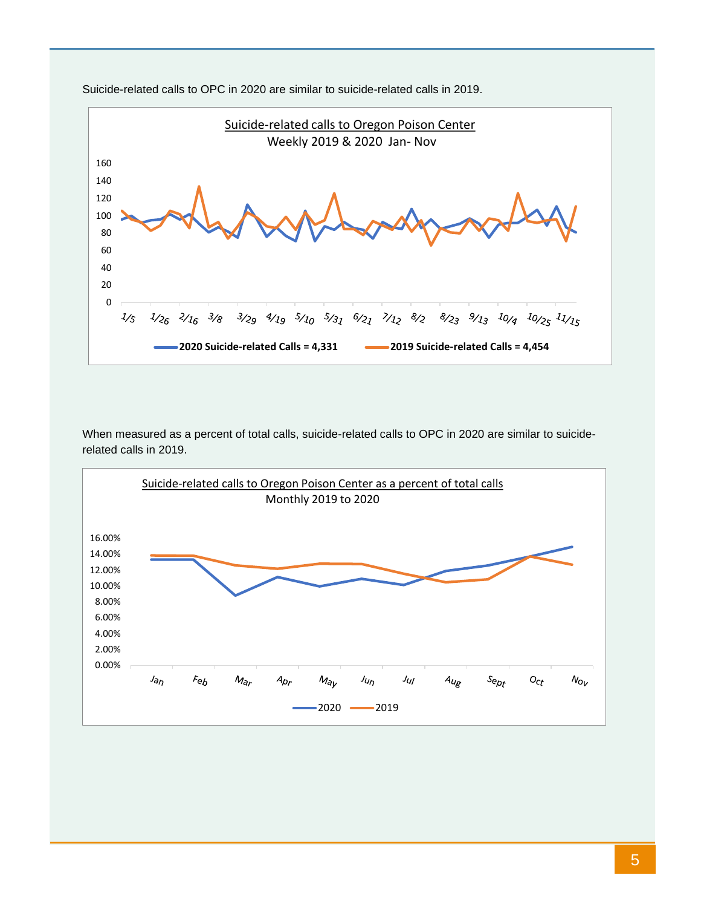Suicide-related calls to OPC in 2020 are similar to suicide-related calls in 2019.

Suicide-related calls to Oregon Poison Center
Weekly 2019 & 2020 Jan- Nov

2020 Suicide-related Calls = 4,331
2019 Suicide-related Calls = 4,454

When measured as a percent of total calls, suicide-related calls to OPC in 2020 are similar to suicide-related calls in 2019.

Suicide-related calls to Oregon Poison Center as a percent of total calls
Monthly 2019 to 2020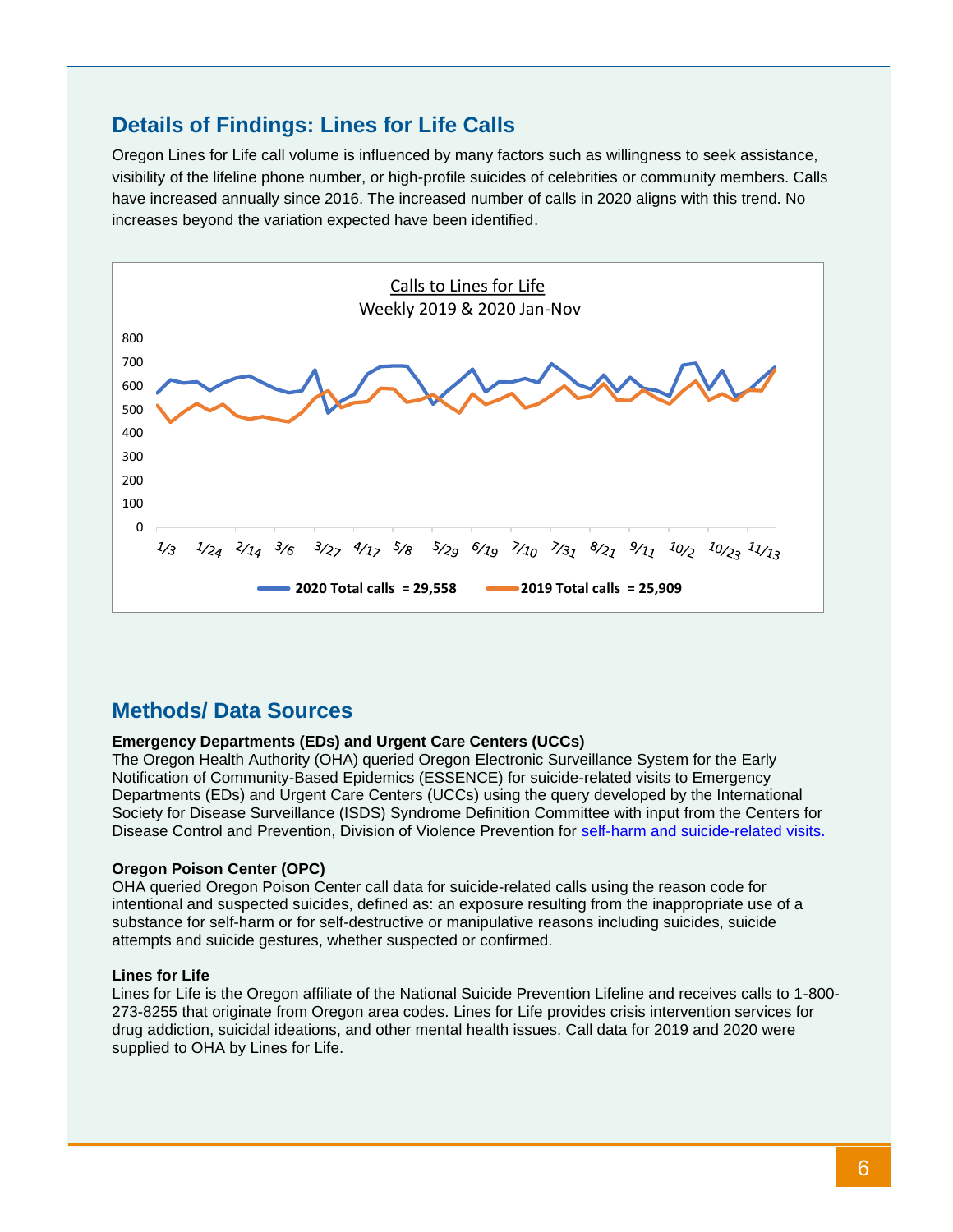## Details of Findings: Lines for Life Calls

Oregon Lines for Life call volume is influenced by many factors such as willingness to seek assistance, visibility of the lifeline phone number, or high-profile suicides of celebrities or community members. Calls have increased annually since 2016. The increased number of calls in 2020 aligns with this trend. No increases beyond the variation expected have been identified.

Calls to Lines for Life
Weekly 2019 & 2020 Jan-Nov

2020 Total calls = 29,558 | 2019 Total calls = 25,909

## Methods/ Data Sources

**Emergency Departments (EDs) and Urgent Care Centers (UCCs)**
The Oregon Health Authority (OHA) queried Oregon Electronic Surveillance System for the Early Notification of Community-Based Epidemics (ESSENCE) for suicide-related visits to Emergency Departments (EDs) and Urgent Care Centers (UCCs) using the query developed by the International Society for Disease Surveillance (ISDS) Syndrome Definition Committee with input from the Centers for Disease Control and Prevention, Division of Violence Prevention for self-harm and suicide-related visits.

**Oregon Poison Center (OPC)**
OHA queried Oregon Poison Center call data for suicide-related calls using the reason code for intentional and suspected suicides, defined as: an exposure resulting from the inappropriate use of a substance for self-harm or for self-destructive or manipulative reasons including suicides, suicide attempts and suicide gestures, whether suspected or confirmed.

**Lines for Life**
Lines for Life is the Oregon affiliate of the National Suicide Prevention Lifeline and receives calls to 1-800-273-8255 that originate from Oregon area codes. Lines for Life provides crisis intervention services for drug addiction, suicidal ideations, and other mental health issues. Call data for 2019 and 2020 were supplied to OHA by Lines for Life.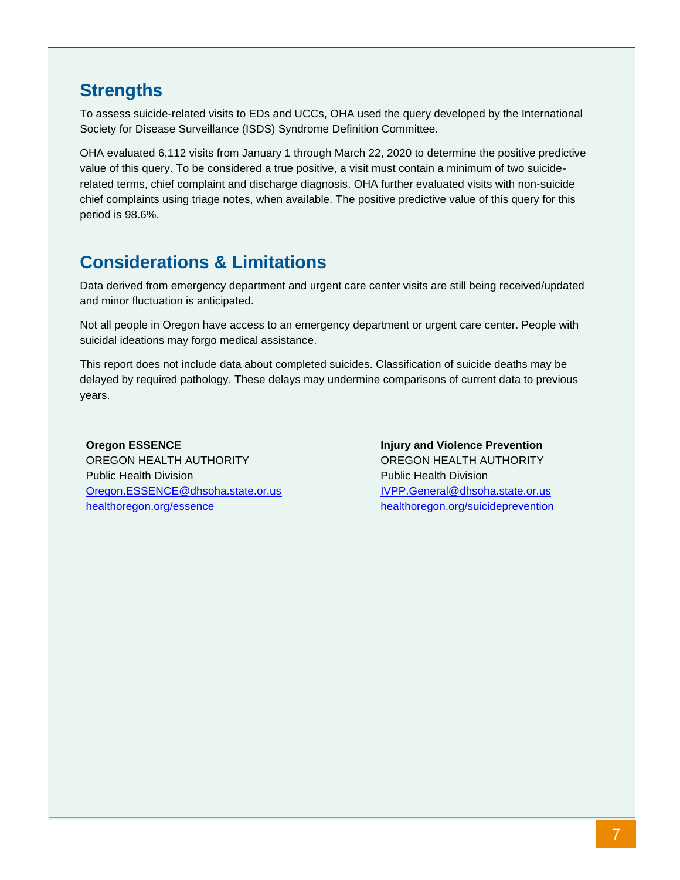## Strengths

To assess suicide-related visits to EDs and UCCs, OHA used the query developed by the International Society for Disease Surveillance (ISDS) Syndrome Definition Committee.

OHA evaluated 6,112 visits from January 1 through March 22, 2020 to determine the positive predictive value of this query. To be considered a true positive, a visit must contain a minimum of two suicide-related terms, chief complaint and discharge diagnosis. OHA further evaluated visits with non-suicide chief complaints using triage notes, when available. The positive predictive value of this query for this period is 98.6%.

## Considerations & Limitations

Data derived from emergency department and urgent care center visits are still being received/updated and minor fluctuation is anticipated.

Not all people in Oregon have access to an emergency department or urgent care center. People with suicidal ideations may forgo medical assistance.

This report does not include data about completed suicides. Classification of suicide deaths may be delayed by required pathology. These delays may undermine comparisons of current data to previous years.

**Oregon ESSENCE**
OREGON HEALTH AUTHORITY
Public Health Division
Oregon.ESSENCE@dhsoha.state.or.us
healthoregon.org/essence

**Injury and Violence Prevention**
OREGON HEALTH AUTHORITY
Public Health Division
IVPP.General@dhsoha.state.or.us
healthoregon.org/suicideprevention